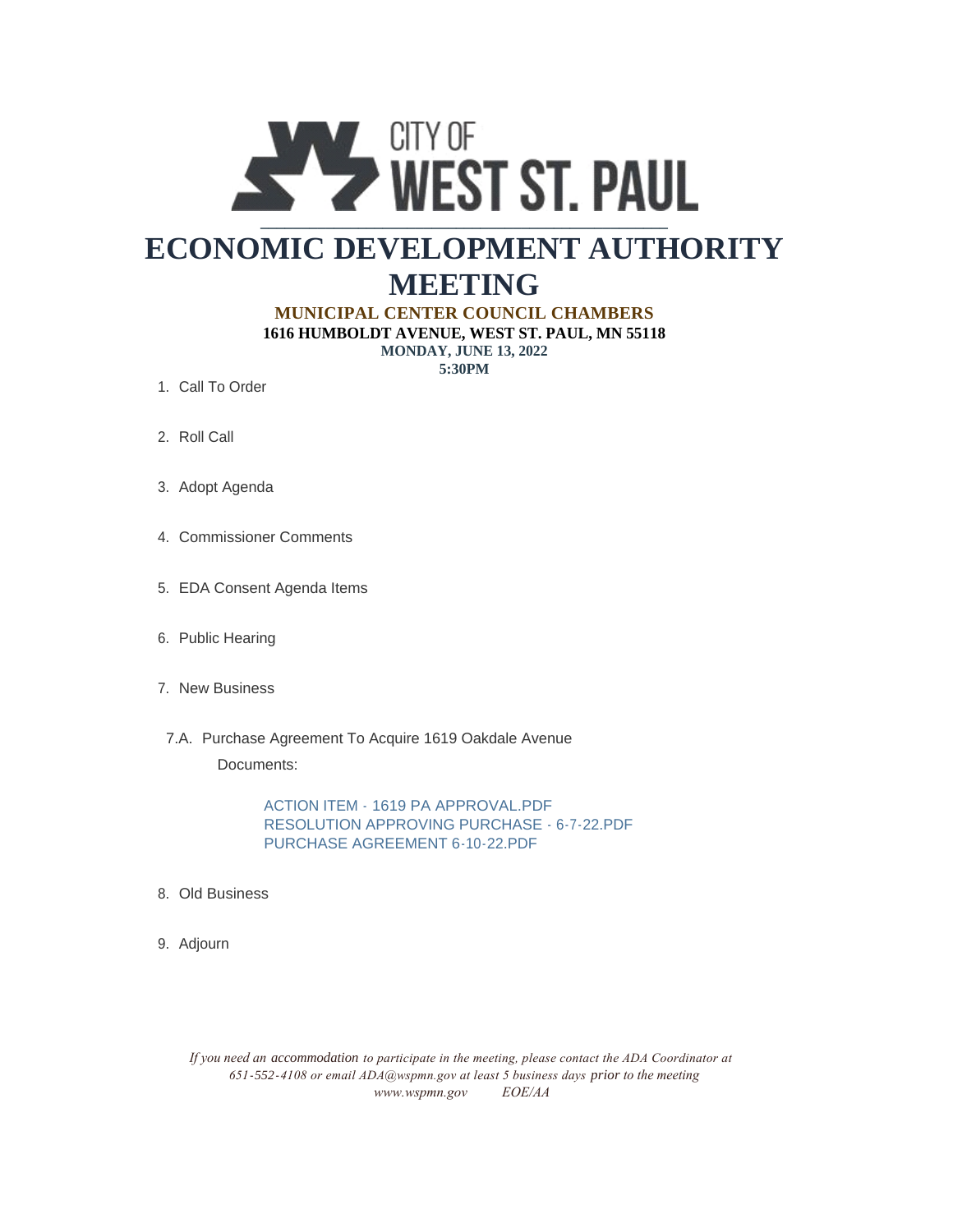CITY OF WEST ST. PAUL

# ECONOMIC DEVELOPMENT AUTHORITY MEETING

**MUNICIPAL CENTER COUNCIL CHAMBERS**
**1616 HUMBOLDT AVENUE, WEST ST. PAUL, MN 55118**
**MONDAY, JUNE 13, 2022**
**5:30PM**

1. Call To Order
2. Roll Call
3. Adopt Agenda
4. Commissioner Comments
5. EDA Consent Agenda Items
6. Public Hearing
7. New Business

   7.A. Purchase Agreement To Acquire 1619 Oakdale Avenue

   Documents:

   ACTION ITEM - 1619 PA APPROVAL.PDF
   RESOLUTION APPROVING PURCHASE - 6-7-22.PDF
   PURCHASE AGREEMENT 6-10-22.PDF

8. Old Business
9. Adjourn

*If you need an accommodation to participate in the meeting, please contact the ADA Coordinator at 651-552-4108 or email ADA@wspmn.gov at least 5 business days prior to the meeting*
*www.wspmn.gov EOE/AA*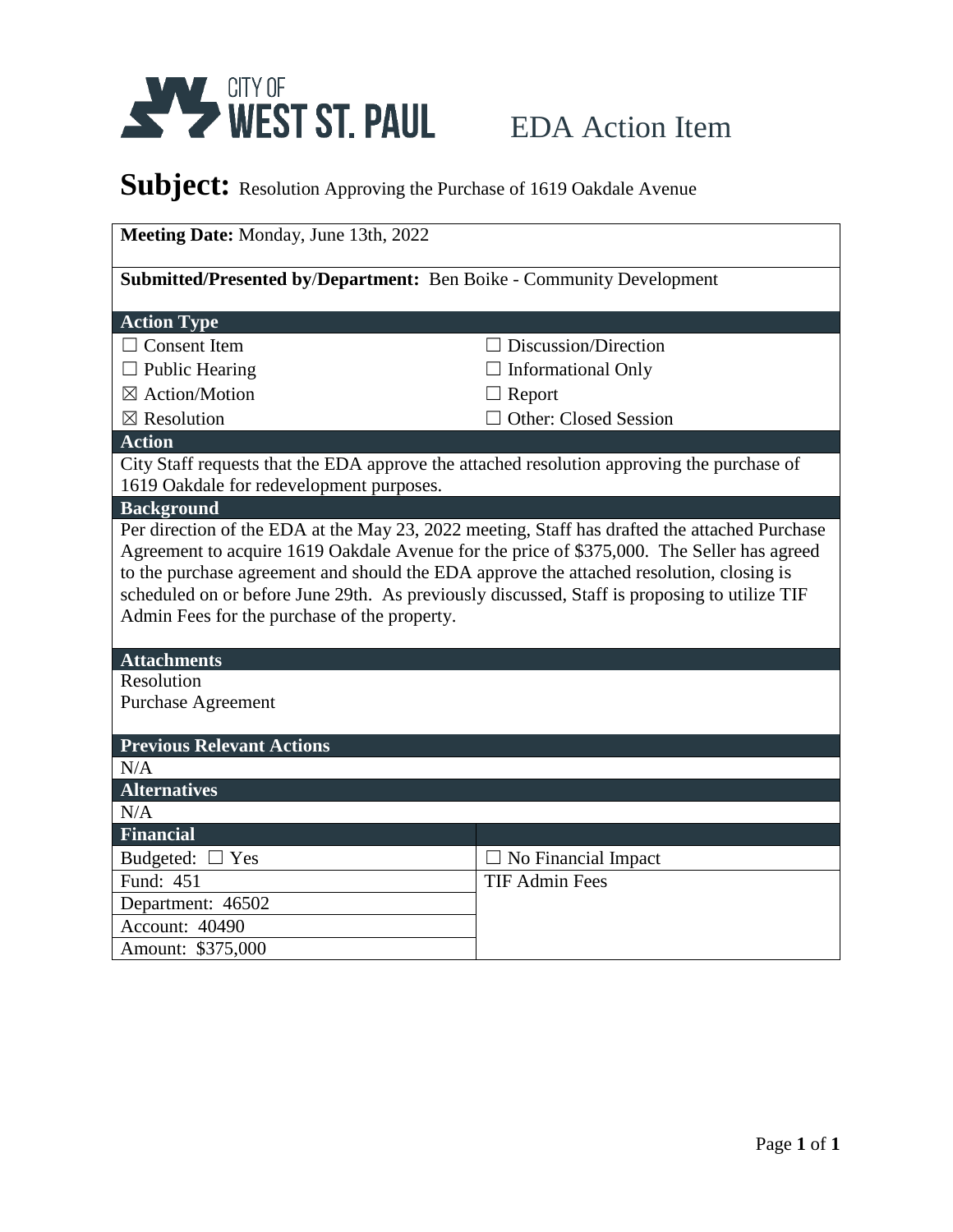CITY OF WEST ST. PAUL

# EDA Action Item

## Subject: Resolution Approving the Purchase of 1619 Oakdale Avenue

**Meeting Date:** Monday, June 13th, 2022

**Submitted/Presented by/Department:** Ben Boike - Community Development

**Action Type**

| | |
|---|---|
| ☐ Consent Item | ☐ Discussion/Direction |
| ☐ Public Hearing | ☐ Informational Only |
| ☒ Action/Motion | ☐ Report |
| ☒ Resolution | ☐ Other: Closed Session |

**Action**

City Staff requests that the EDA approve the attached resolution approving the purchase of 1619 Oakdale for redevelopment purposes.

**Background**

Per direction of the EDA at the May 23, 2022 meeting, Staff has drafted the attached Purchase Agreement to acquire 1619 Oakdale Avenue for the price of $375,000. The Seller has agreed to the purchase agreement and should the EDA approve the attached resolution, closing is scheduled on or before June 29th. As previously discussed, Staff is proposing to utilize TIF Admin Fees for the purchase of the property.

**Attachments**

Resolution
Purchase Agreement

**Previous Relevant Actions**

N/A

**Alternatives**

N/A

| Financial | |
|---|---|
| Budgeted: ☐ Yes | ☐ No Financial Impact |
| Fund: 451 | TIF Admin Fees |
| Department: 46502 | |
| Account: 40490 | |
| Amount: $375,000 | |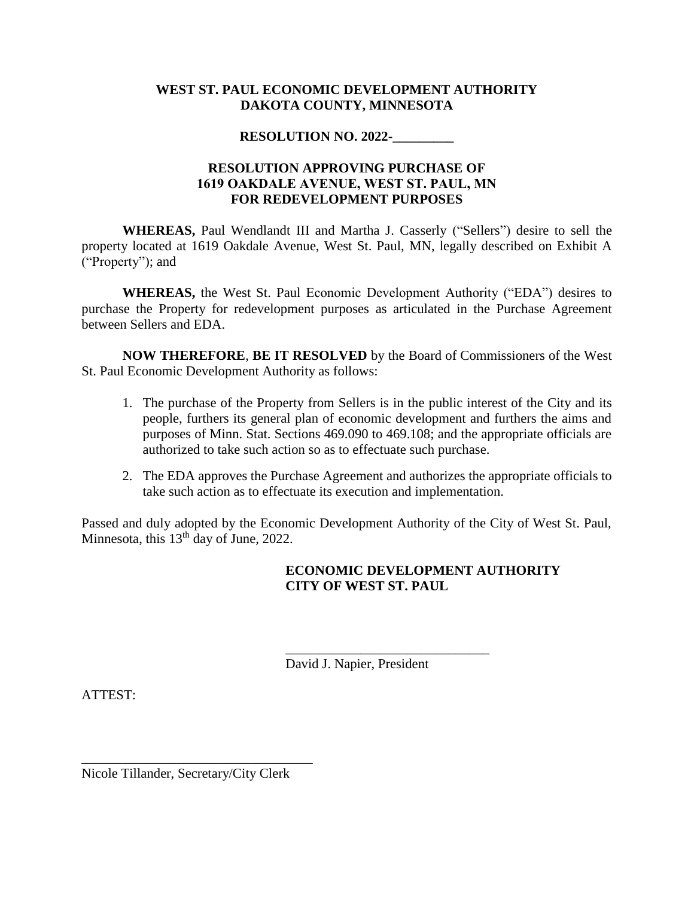**WEST ST. PAUL ECONOMIC DEVELOPMENT AUTHORITY**
**DAKOTA COUNTY, MINNESOTA**

**RESOLUTION NO. 2022-\_\_\_\_\_\_\_\_\_**

**RESOLUTION APPROVING PURCHASE OF**
**1619 OAKDALE AVENUE, WEST ST. PAUL, MN**
**FOR REDEVELOPMENT PURPOSES**

**WHEREAS,** Paul Wendlandt III and Martha J. Casserly ("Sellers") desire to sell the property located at 1619 Oakdale Avenue, West St. Paul, MN, legally described on Exhibit A ("Property"); and

**WHEREAS,** the West St. Paul Economic Development Authority ("EDA") desires to purchase the Property for redevelopment purposes as articulated in the Purchase Agreement between Sellers and EDA.

**NOW THEREFORE**, **BE IT RESOLVED** by the Board of Commissioners of the West St. Paul Economic Development Authority as follows:

1. The purchase of the Property from Sellers is in the public interest of the City and its people, furthers its general plan of economic development and furthers the aims and purposes of Minn. Stat. Sections 469.090 to 469.108; and the appropriate officials are authorized to take such action so as to effectuate such purchase.

2. The EDA approves the Purchase Agreement and authorizes the appropriate officials to take such action as to effectuate its execution and implementation.

Passed and duly adopted by the Economic Development Authority of the City of West St. Paul, Minnesota, this 13th day of June, 2022.

**ECONOMIC DEVELOPMENT AUTHORITY**
**CITY OF WEST ST. PAUL**

\_\_\_\_\_\_\_\_\_\_\_\_\_\_\_\_\_\_\_\_\_\_\_\_\_\_\_\_\_\_
David J. Napier, President

ATTEST:

\_\_\_\_\_\_\_\_\_\_\_\_\_\_\_\_\_\_\_\_\_\_\_\_\_\_\_\_\_\_\_\_\_\_
Nicole Tillander, Secretary/City Clerk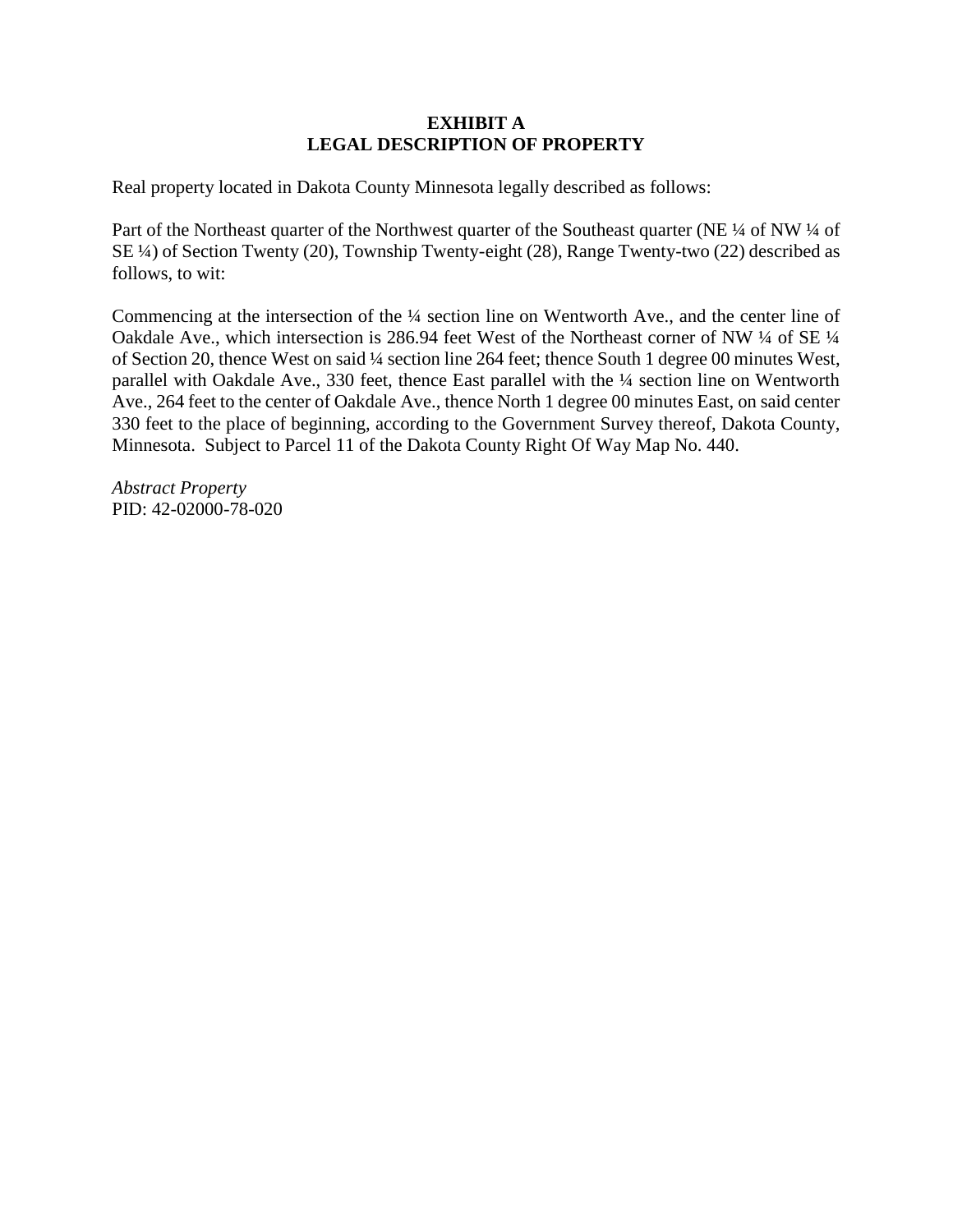# EXHIBIT A
## LEGAL DESCRIPTION OF PROPERTY

Real property located in Dakota County Minnesota legally described as follows:

Part of the Northeast quarter of the Northwest quarter of the Southeast quarter (NE ¼ of NW ¼ of SE ¼) of Section Twenty (20), Township Twenty-eight (28), Range Twenty-two (22) described as follows, to wit:

Commencing at the intersection of the ¼ section line on Wentworth Ave., and the center line of Oakdale Ave., which intersection is 286.94 feet West of the Northeast corner of NW ¼ of SE ¼ of Section 20, thence West on said ¼ section line 264 feet; thence South 1 degree 00 minutes West, parallel with Oakdale Ave., 330 feet, thence East parallel with the ¼ section line on Wentworth Ave., 264 feet to the center of Oakdale Ave., thence North 1 degree 00 minutes East, on said center 330 feet to the place of beginning, according to the Government Survey thereof, Dakota County, Minnesota. Subject to Parcel 11 of the Dakota County Right Of Way Map No. 440.

*Abstract Property*
PID: 42-02000-78-020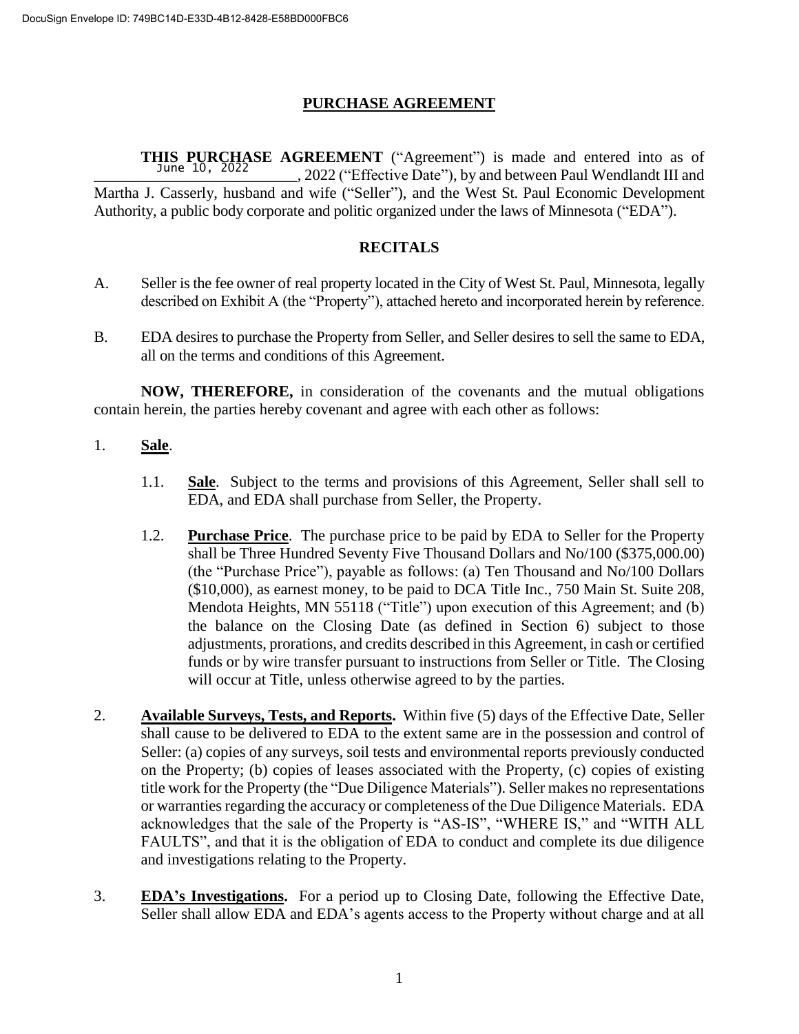# PURCHASE AGREEMENT

**THIS PURCHASE AGREEMENT** ("Agreement") is made and entered into as of June 10, 2022 ("Effective Date"), by and between Paul Wendlandt III and Martha J. Casserly, husband and wife ("Seller"), and the West St. Paul Economic Development Authority, a public body corporate and politic organized under the laws of Minnesota ("EDA").

## RECITALS

A. Seller is the fee owner of real property located in the City of West St. Paul, Minnesota, legally described on Exhibit A (the "Property"), attached hereto and incorporated herein by reference.

B. EDA desires to purchase the Property from Seller, and Seller desires to sell the same to EDA, all on the terms and conditions of this Agreement.

**NOW, THEREFORE,** in consideration of the covenants and the mutual obligations contain herein, the parties hereby covenant and agree with each other as follows:

1. **Sale**.

   1.1. **Sale**. Subject to the terms and provisions of this Agreement, Seller shall sell to EDA, and EDA shall purchase from Seller, the Property.

   1.2. **Purchase Price**. The purchase price to be paid by EDA to Seller for the Property shall be Three Hundred Seventy Five Thousand Dollars and No/100 ($375,000.00) (the "Purchase Price"), payable as follows: (a) Ten Thousand and No/100 Dollars ($10,000), as earnest money, to be paid to DCA Title Inc., 750 Main St. Suite 208, Mendota Heights, MN 55118 ("Title") upon execution of this Agreement; and (b) the balance on the Closing Date (as defined in Section 6) subject to those adjustments, prorations, and credits described in this Agreement, in cash or certified funds or by wire transfer pursuant to instructions from Seller or Title. The Closing will occur at Title, unless otherwise agreed to by the parties.

2. **Available Surveys, Tests, and Reports.** Within five (5) days of the Effective Date, Seller shall cause to be delivered to EDA to the extent same are in the possession and control of Seller: (a) copies of any surveys, soil tests and environmental reports previously conducted on the Property; (b) copies of leases associated with the Property, (c) copies of existing title work for the Property (the "Due Diligence Materials"). Seller makes no representations or warranties regarding the accuracy or completeness of the Due Diligence Materials. EDA acknowledges that the sale of the Property is "AS-IS", "WHERE IS," and "WITH ALL FAULTS", and that it is the obligation of EDA to conduct and complete its due diligence and investigations relating to the Property.

3. **EDA's Investigations.** For a period up to Closing Date, following the Effective Date, Seller shall allow EDA and EDA's agents access to the Property without charge and at all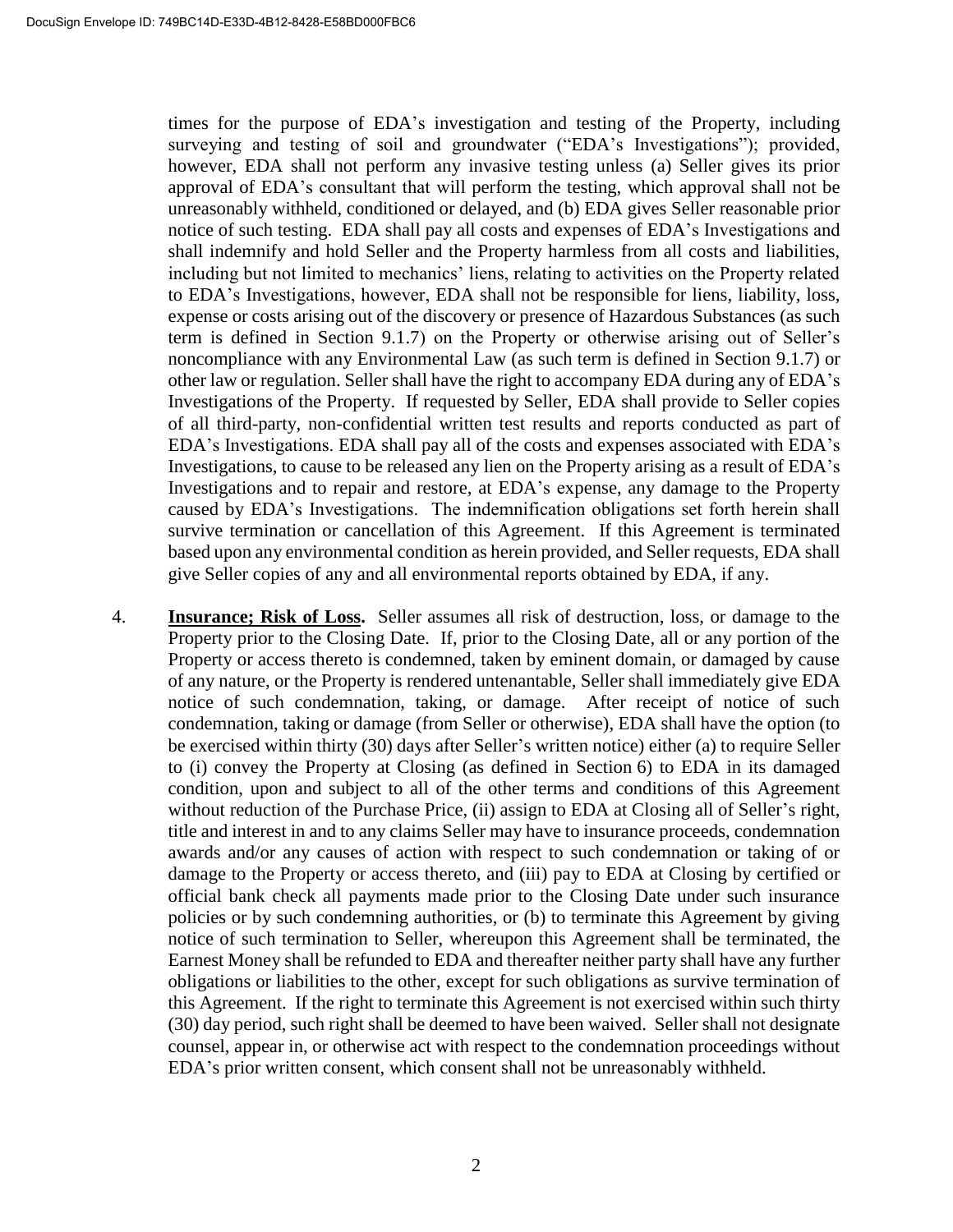times for the purpose of EDA's investigation and testing of the Property, including surveying and testing of soil and groundwater ("EDA's Investigations"); provided, however, EDA shall not perform any invasive testing unless (a) Seller gives its prior approval of EDA's consultant that will perform the testing, which approval shall not be unreasonably withheld, conditioned or delayed, and (b) EDA gives Seller reasonable prior notice of such testing. EDA shall pay all costs and expenses of EDA's Investigations and shall indemnify and hold Seller and the Property harmless from all costs and liabilities, including but not limited to mechanics' liens, relating to activities on the Property related to EDA's Investigations, however, EDA shall not be responsible for liens, liability, loss, expense or costs arising out of the discovery or presence of Hazardous Substances (as such term is defined in Section 9.1.7) on the Property or otherwise arising out of Seller's noncompliance with any Environmental Law (as such term is defined in Section 9.1.7) or other law or regulation. Seller shall have the right to accompany EDA during any of EDA's Investigations of the Property. If requested by Seller, EDA shall provide to Seller copies of all third-party, non-confidential written test results and reports conducted as part of EDA's Investigations. EDA shall pay all of the costs and expenses associated with EDA's Investigations, to cause to be released any lien on the Property arising as a result of EDA's Investigations and to repair and restore, at EDA's expense, any damage to the Property caused by EDA's Investigations. The indemnification obligations set forth herein shall survive termination or cancellation of this Agreement. If this Agreement is terminated based upon any environmental condition as herein provided, and Seller requests, EDA shall give Seller copies of any and all environmental reports obtained by EDA, if any.

4. **Insurance; Risk of Loss.** Seller assumes all risk of destruction, loss, or damage to the Property prior to the Closing Date. If, prior to the Closing Date, all or any portion of the Property or access thereto is condemned, taken by eminent domain, or damaged by cause of any nature, or the Property is rendered untenantable, Seller shall immediately give EDA notice of such condemnation, taking, or damage. After receipt of notice of such condemnation, taking or damage (from Seller or otherwise), EDA shall have the option (to be exercised within thirty (30) days after Seller's written notice) either (a) to require Seller to (i) convey the Property at Closing (as defined in Section 6) to EDA in its damaged condition, upon and subject to all of the other terms and conditions of this Agreement without reduction of the Purchase Price, (ii) assign to EDA at Closing all of Seller's right, title and interest in and to any claims Seller may have to insurance proceeds, condemnation awards and/or any causes of action with respect to such condemnation or taking of or damage to the Property or access thereto, and (iii) pay to EDA at Closing by certified or official bank check all payments made prior to the Closing Date under such insurance policies or by such condemning authorities, or (b) to terminate this Agreement by giving notice of such termination to Seller, whereupon this Agreement shall be terminated, the Earnest Money shall be refunded to EDA and thereafter neither party shall have any further obligations or liabilities to the other, except for such obligations as survive termination of this Agreement. If the right to terminate this Agreement is not exercised within such thirty (30) day period, such right shall be deemed to have been waived. Seller shall not designate counsel, appear in, or otherwise act with respect to the condemnation proceedings without EDA's prior written consent, which consent shall not be unreasonably withheld.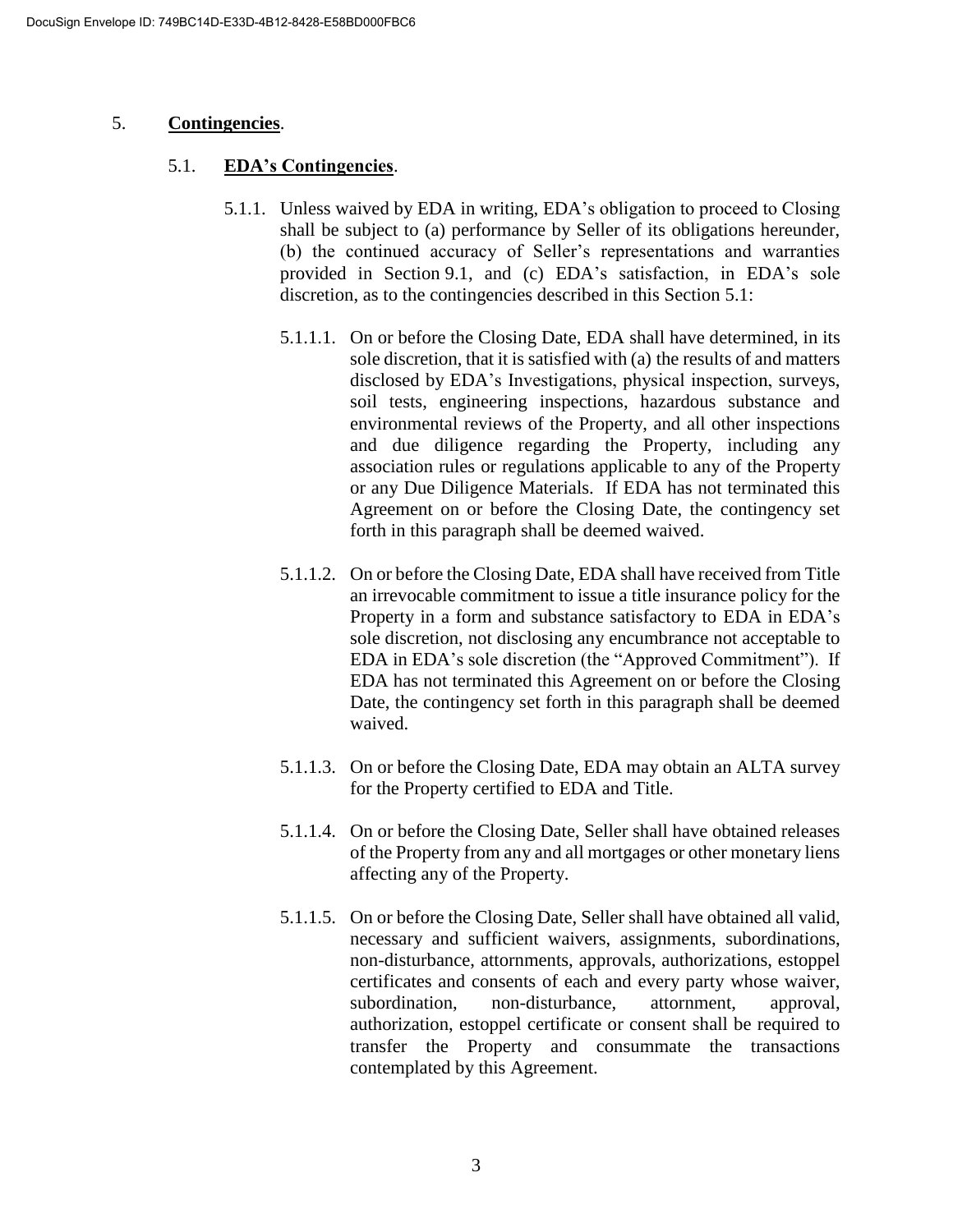5. **Contingencies**.

5.1. **EDA's Contingencies**.

5.1.1. Unless waived by EDA in writing, EDA's obligation to proceed to Closing shall be subject to (a) performance by Seller of its obligations hereunder, (b) the continued accuracy of Seller's representations and warranties provided in Section 9.1, and (c) EDA's satisfaction, in EDA's sole discretion, as to the contingencies described in this Section 5.1:

5.1.1.1. On or before the Closing Date, EDA shall have determined, in its sole discretion, that it is satisfied with (a) the results of and matters disclosed by EDA's Investigations, physical inspection, surveys, soil tests, engineering inspections, hazardous substance and environmental reviews of the Property, and all other inspections and due diligence regarding the Property, including any association rules or regulations applicable to any of the Property or any Due Diligence Materials. If EDA has not terminated this Agreement on or before the Closing Date, the contingency set forth in this paragraph shall be deemed waived.

5.1.1.2. On or before the Closing Date, EDA shall have received from Title an irrevocable commitment to issue a title insurance policy for the Property in a form and substance satisfactory to EDA in EDA's sole discretion, not disclosing any encumbrance not acceptable to EDA in EDA's sole discretion (the "Approved Commitment"). If EDA has not terminated this Agreement on or before the Closing Date, the contingency set forth in this paragraph shall be deemed waived.

5.1.1.3. On or before the Closing Date, EDA may obtain an ALTA survey for the Property certified to EDA and Title.

5.1.1.4. On or before the Closing Date, Seller shall have obtained releases of the Property from any and all mortgages or other monetary liens affecting any of the Property.

5.1.1.5. On or before the Closing Date, Seller shall have obtained all valid, necessary and sufficient waivers, assignments, subordinations, non-disturbance, attornments, approvals, authorizations, estoppel certificates and consents of each and every party whose waiver, subordination, non-disturbance, attornment, approval, authorization, estoppel certificate or consent shall be required to transfer the Property and consummate the transactions contemplated by this Agreement.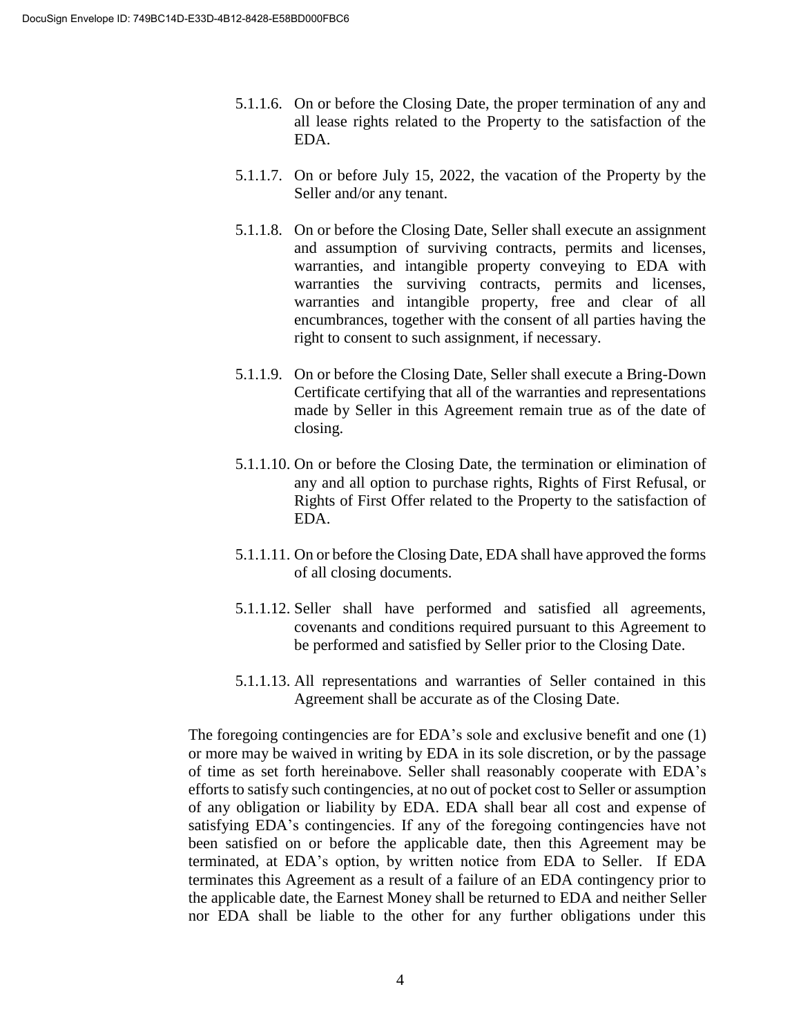5.1.1.6. On or before the Closing Date, the proper termination of any and all lease rights related to the Property to the satisfaction of the EDA.

5.1.1.7. On or before July 15, 2022, the vacation of the Property by the Seller and/or any tenant.

5.1.1.8. On or before the Closing Date, Seller shall execute an assignment and assumption of surviving contracts, permits and licenses, warranties, and intangible property conveying to EDA with warranties the surviving contracts, permits and licenses, warranties and intangible property, free and clear of all encumbrances, together with the consent of all parties having the right to consent to such assignment, if necessary.

5.1.1.9. On or before the Closing Date, Seller shall execute a Bring-Down Certificate certifying that all of the warranties and representations made by Seller in this Agreement remain true as of the date of closing.

5.1.1.10. On or before the Closing Date, the termination or elimination of any and all option to purchase rights, Rights of First Refusal, or Rights of First Offer related to the Property to the satisfaction of EDA.

5.1.1.11. On or before the Closing Date, EDA shall have approved the forms of all closing documents.

5.1.1.12. Seller shall have performed and satisfied all agreements, covenants and conditions required pursuant to this Agreement to be performed and satisfied by Seller prior to the Closing Date.

5.1.1.13. All representations and warranties of Seller contained in this Agreement shall be accurate as of the Closing Date.

The foregoing contingencies are for EDA's sole and exclusive benefit and one (1) or more may be waived in writing by EDA in its sole discretion, or by the passage of time as set forth hereinabove. Seller shall reasonably cooperate with EDA's efforts to satisfy such contingencies, at no out of pocket cost to Seller or assumption of any obligation or liability by EDA. EDA shall bear all cost and expense of satisfying EDA's contingencies. If any of the foregoing contingencies have not been satisfied on or before the applicable date, then this Agreement may be terminated, at EDA's option, by written notice from EDA to Seller. If EDA terminates this Agreement as a result of a failure of an EDA contingency prior to the applicable date, the Earnest Money shall be returned to EDA and neither Seller nor EDA shall be liable to the other for any further obligations under this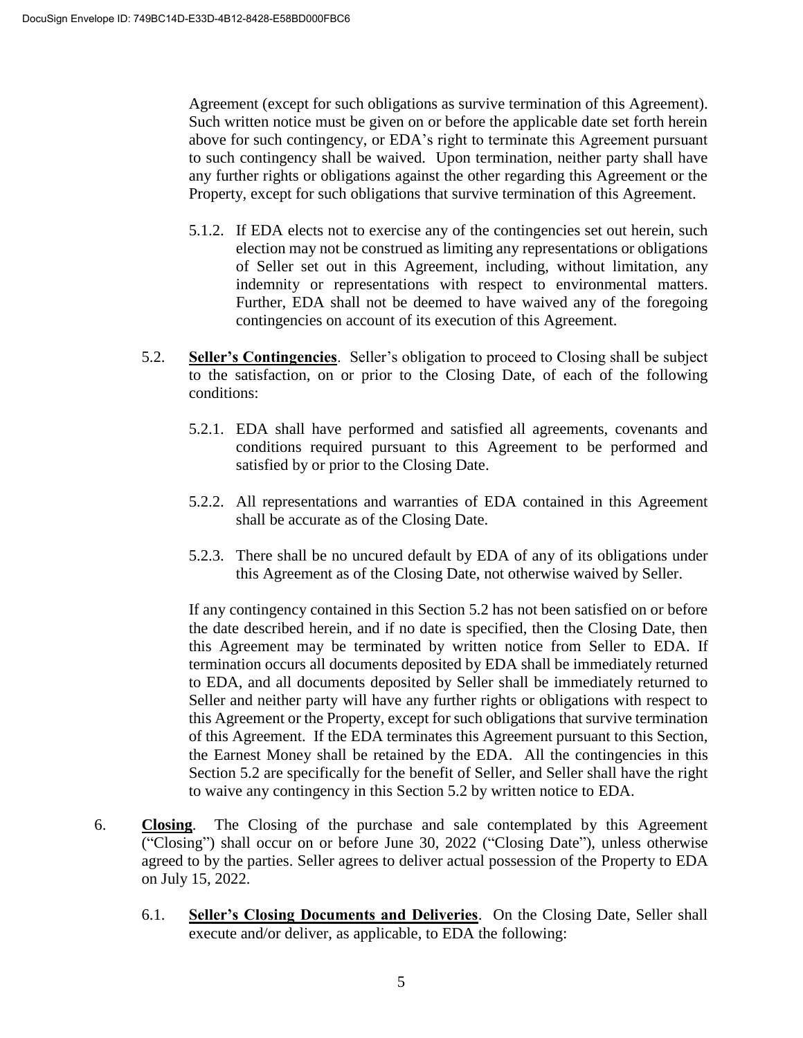Agreement (except for such obligations as survive termination of this Agreement). Such written notice must be given on or before the applicable date set forth herein above for such contingency, or EDA's right to terminate this Agreement pursuant to such contingency shall be waived. Upon termination, neither party shall have any further rights or obligations against the other regarding this Agreement or the Property, except for such obligations that survive termination of this Agreement.

5.1.2. If EDA elects not to exercise any of the contingencies set out herein, such election may not be construed as limiting any representations or obligations of Seller set out in this Agreement, including, without limitation, any indemnity or representations with respect to environmental matters. Further, EDA shall not be deemed to have waived any of the foregoing contingencies on account of its execution of this Agreement.

5.2. **Seller's Contingencies**. Seller's obligation to proceed to Closing shall be subject to the satisfaction, on or prior to the Closing Date, of each of the following conditions:

5.2.1. EDA shall have performed and satisfied all agreements, covenants and conditions required pursuant to this Agreement to be performed and satisfied by or prior to the Closing Date.

5.2.2. All representations and warranties of EDA contained in this Agreement shall be accurate as of the Closing Date.

5.2.3. There shall be no uncured default by EDA of any of its obligations under this Agreement as of the Closing Date, not otherwise waived by Seller.

If any contingency contained in this Section 5.2 has not been satisfied on or before the date described herein, and if no date is specified, then the Closing Date, then this Agreement may be terminated by written notice from Seller to EDA. If termination occurs all documents deposited by EDA shall be immediately returned to EDA, and all documents deposited by Seller shall be immediately returned to Seller and neither party will have any further rights or obligations with respect to this Agreement or the Property, except for such obligations that survive termination of this Agreement. If the EDA terminates this Agreement pursuant to this Section, the Earnest Money shall be retained by the EDA. All the contingencies in this Section 5.2 are specifically for the benefit of Seller, and Seller shall have the right to waive any contingency in this Section 5.2 by written notice to EDA.

6. **Closing**. The Closing of the purchase and sale contemplated by this Agreement ("Closing") shall occur on or before June 30, 2022 ("Closing Date"), unless otherwise agreed to by the parties. Seller agrees to deliver actual possession of the Property to EDA on July 15, 2022.

6.1. **Seller's Closing Documents and Deliveries**. On the Closing Date, Seller shall execute and/or deliver, as applicable, to EDA the following: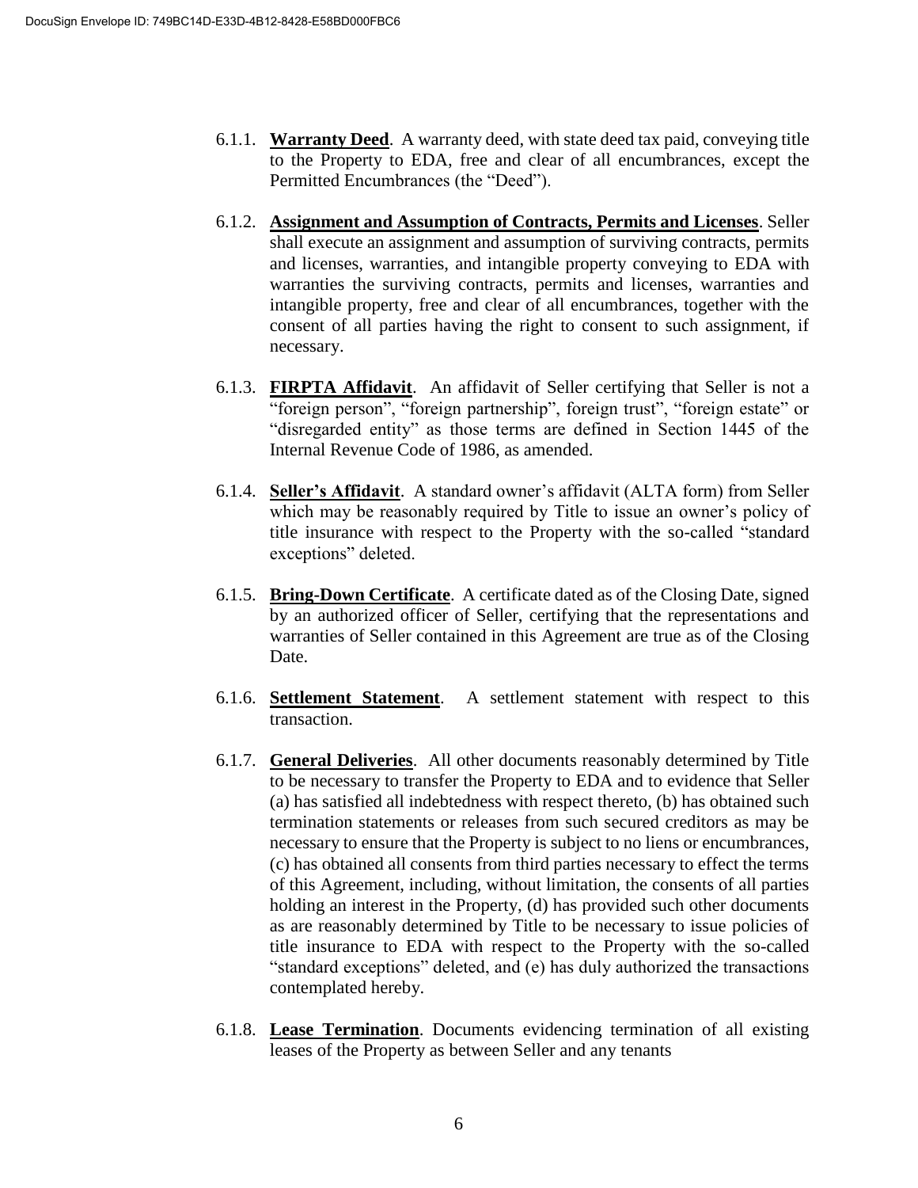6.1.1. **Warranty Deed**. A warranty deed, with state deed tax paid, conveying title to the Property to EDA, free and clear of all encumbrances, except the Permitted Encumbrances (the "Deed").

6.1.2. **Assignment and Assumption of Contracts, Permits and Licenses**. Seller shall execute an assignment and assumption of surviving contracts, permits and licenses, warranties, and intangible property conveying to EDA with warranties the surviving contracts, permits and licenses, warranties and intangible property, free and clear of all encumbrances, together with the consent of all parties having the right to consent to such assignment, if necessary.

6.1.3. **FIRPTA Affidavit**. An affidavit of Seller certifying that Seller is not a "foreign person", "foreign partnership", foreign trust", "foreign estate" or "disregarded entity" as those terms are defined in Section 1445 of the Internal Revenue Code of 1986, as amended.

6.1.4. **Seller's Affidavit**. A standard owner's affidavit (ALTA form) from Seller which may be reasonably required by Title to issue an owner's policy of title insurance with respect to the Property with the so-called "standard exceptions" deleted.

6.1.5. **Bring-Down Certificate**. A certificate dated as of the Closing Date, signed by an authorized officer of Seller, certifying that the representations and warranties of Seller contained in this Agreement are true as of the Closing Date.

6.1.6. **Settlement Statement**. A settlement statement with respect to this transaction.

6.1.7. **General Deliveries**. All other documents reasonably determined by Title to be necessary to transfer the Property to EDA and to evidence that Seller (a) has satisfied all indebtedness with respect thereto, (b) has obtained such termination statements or releases from such secured creditors as may be necessary to ensure that the Property is subject to no liens or encumbrances, (c) has obtained all consents from third parties necessary to effect the terms of this Agreement, including, without limitation, the consents of all parties holding an interest in the Property, (d) has provided such other documents as are reasonably determined by Title to be necessary to issue policies of title insurance to EDA with respect to the Property with the so-called "standard exceptions" deleted, and (e) has duly authorized the transactions contemplated hereby.

6.1.8. **Lease Termination**. Documents evidencing termination of all existing leases of the Property as between Seller and any tenants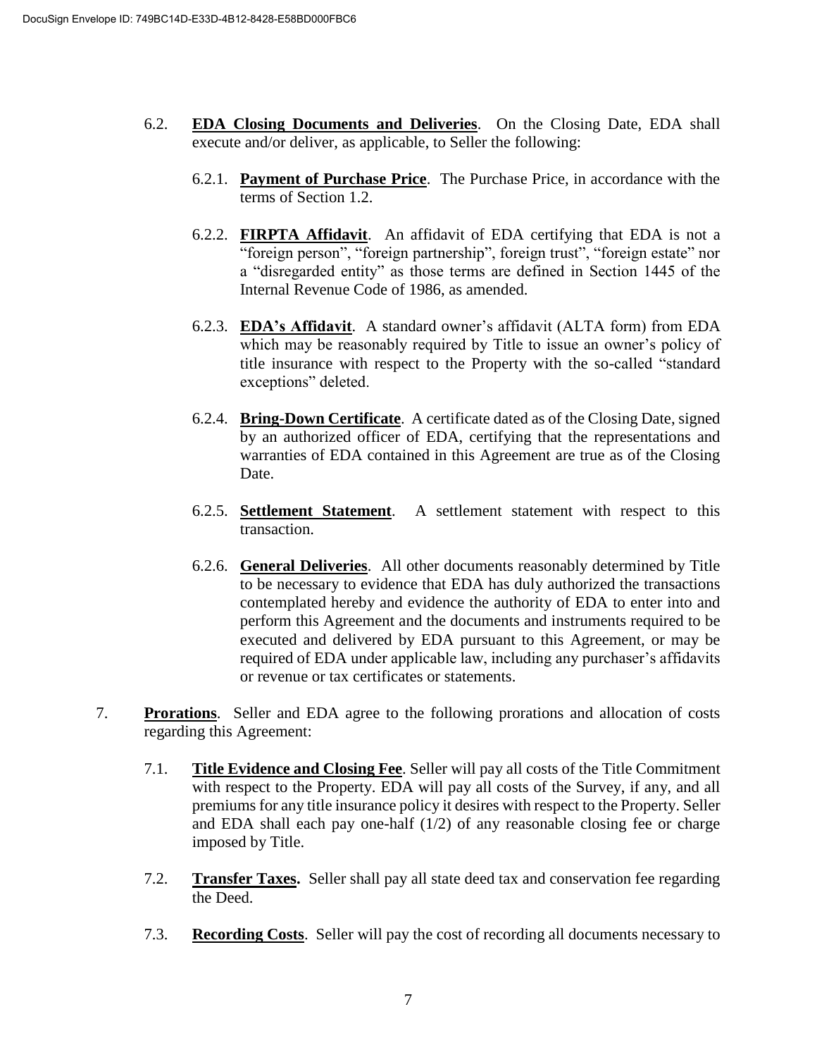6.2. **EDA Closing Documents and Deliveries**. On the Closing Date, EDA shall execute and/or deliver, as applicable, to Seller the following:

6.2.1. **Payment of Purchase Price**. The Purchase Price, in accordance with the terms of Section 1.2.

6.2.2. **FIRPTA Affidavit**. An affidavit of EDA certifying that EDA is not a "foreign person", "foreign partnership", foreign trust", "foreign estate" nor a "disregarded entity" as those terms are defined in Section 1445 of the Internal Revenue Code of 1986, as amended.

6.2.3. **EDA's Affidavit**. A standard owner's affidavit (ALTA form) from EDA which may be reasonably required by Title to issue an owner's policy of title insurance with respect to the Property with the so-called "standard exceptions" deleted.

6.2.4. **Bring-Down Certificate**. A certificate dated as of the Closing Date, signed by an authorized officer of EDA, certifying that the representations and warranties of EDA contained in this Agreement are true as of the Closing Date.

6.2.5. **Settlement Statement**. A settlement statement with respect to this transaction.

6.2.6. **General Deliveries**. All other documents reasonably determined by Title to be necessary to evidence that EDA has duly authorized the transactions contemplated hereby and evidence the authority of EDA to enter into and perform this Agreement and the documents and instruments required to be executed and delivered by EDA pursuant to this Agreement, or may be required of EDA under applicable law, including any purchaser's affidavits or revenue or tax certificates or statements.

7. **Prorations**. Seller and EDA agree to the following prorations and allocation of costs regarding this Agreement:

7.1. **Title Evidence and Closing Fee**. Seller will pay all costs of the Title Commitment with respect to the Property. EDA will pay all costs of the Survey, if any, and all premiums for any title insurance policy it desires with respect to the Property. Seller and EDA shall each pay one-half (1/2) of any reasonable closing fee or charge imposed by Title.

7.2. **Transfer Taxes.** Seller shall pay all state deed tax and conservation fee regarding the Deed.

7.3. **Recording Costs**. Seller will pay the cost of recording all documents necessary to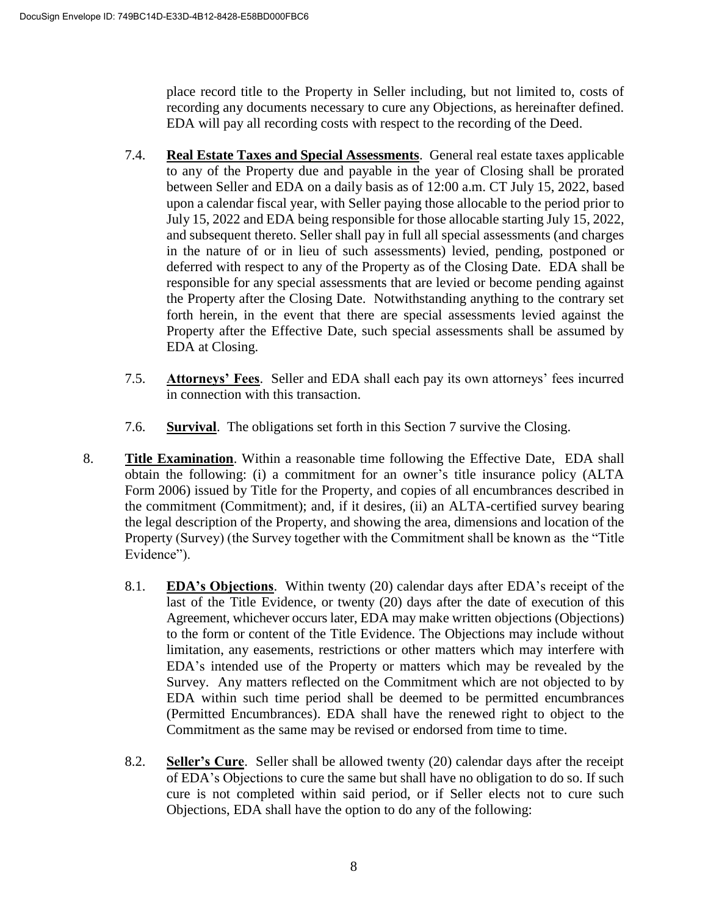place record title to the Property in Seller including, but not limited to, costs of recording any documents necessary to cure any Objections, as hereinafter defined. EDA will pay all recording costs with respect to the recording of the Deed.

7.4. **Real Estate Taxes and Special Assessments**. General real estate taxes applicable to any of the Property due and payable in the year of Closing shall be prorated between Seller and EDA on a daily basis as of 12:00 a.m. CT July 15, 2022, based upon a calendar fiscal year, with Seller paying those allocable to the period prior to July 15, 2022 and EDA being responsible for those allocable starting July 15, 2022, and subsequent thereto. Seller shall pay in full all special assessments (and charges in the nature of or in lieu of such assessments) levied, pending, postponed or deferred with respect to any of the Property as of the Closing Date. EDA shall be responsible for any special assessments that are levied or become pending against the Property after the Closing Date. Notwithstanding anything to the contrary set forth herein, in the event that there are special assessments levied against the Property after the Effective Date, such special assessments shall be assumed by EDA at Closing.

7.5. **Attorneys' Fees**. Seller and EDA shall each pay its own attorneys' fees incurred in connection with this transaction.

7.6. **Survival**. The obligations set forth in this Section 7 survive the Closing.

8. **Title Examination**. Within a reasonable time following the Effective Date, EDA shall obtain the following: (i) a commitment for an owner's title insurance policy (ALTA Form 2006) issued by Title for the Property, and copies of all encumbrances described in the commitment (Commitment); and, if it desires, (ii) an ALTA-certified survey bearing the legal description of the Property, and showing the area, dimensions and location of the Property (Survey) (the Survey together with the Commitment shall be known as the "Title Evidence").

8.1. **EDA's Objections**. Within twenty (20) calendar days after EDA's receipt of the last of the Title Evidence, or twenty (20) days after the date of execution of this Agreement, whichever occurs later, EDA may make written objections (Objections) to the form or content of the Title Evidence. The Objections may include without limitation, any easements, restrictions or other matters which may interfere with EDA's intended use of the Property or matters which may be revealed by the Survey. Any matters reflected on the Commitment which are not objected to by EDA within such time period shall be deemed to be permitted encumbrances (Permitted Encumbrances). EDA shall have the renewed right to object to the Commitment as the same may be revised or endorsed from time to time.

8.2. **Seller's Cure**. Seller shall be allowed twenty (20) calendar days after the receipt of EDA's Objections to cure the same but shall have no obligation to do so. If such cure is not completed within said period, or if Seller elects not to cure such Objections, EDA shall have the option to do any of the following: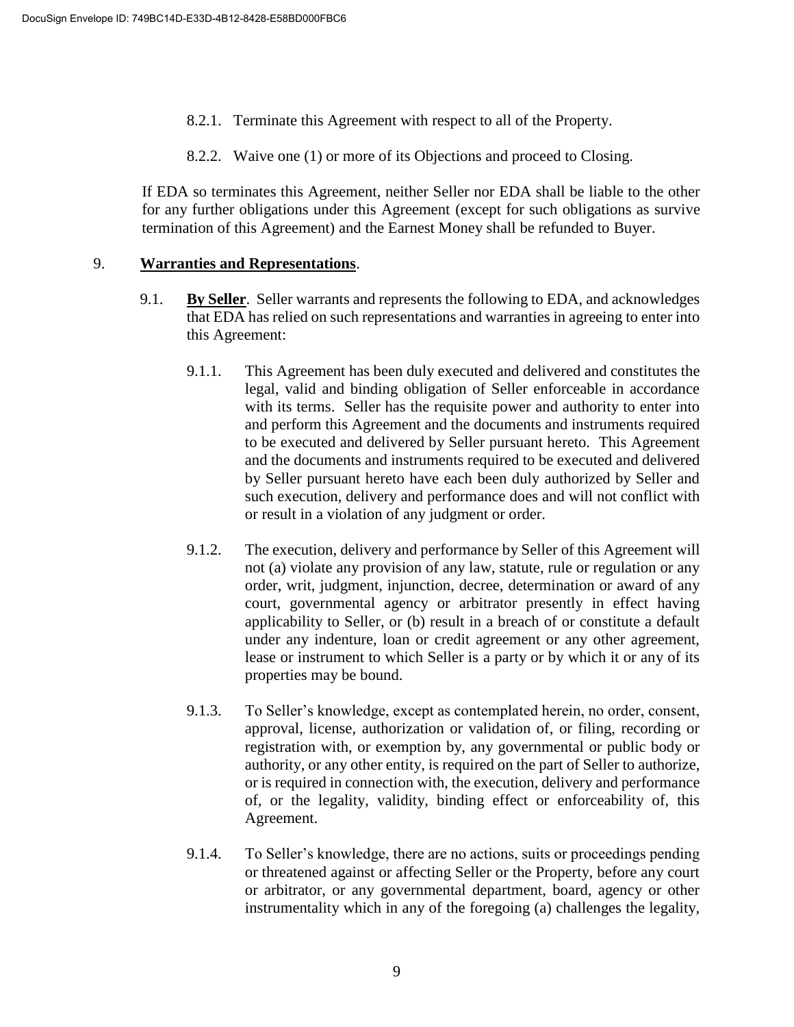8.2.1. Terminate this Agreement with respect to all of the Property.

8.2.2. Waive one (1) or more of its Objections and proceed to Closing.

If EDA so terminates this Agreement, neither Seller nor EDA shall be liable to the other for any further obligations under this Agreement (except for such obligations as survive termination of this Agreement) and the Earnest Money shall be refunded to Buyer.

9. **Warranties and Representations**.

9.1. **By Seller**. Seller warrants and represents the following to EDA, and acknowledges that EDA has relied on such representations and warranties in agreeing to enter into this Agreement:

9.1.1. This Agreement has been duly executed and delivered and constitutes the legal, valid and binding obligation of Seller enforceable in accordance with its terms. Seller has the requisite power and authority to enter into and perform this Agreement and the documents and instruments required to be executed and delivered by Seller pursuant hereto. This Agreement and the documents and instruments required to be executed and delivered by Seller pursuant hereto have each been duly authorized by Seller and such execution, delivery and performance does and will not conflict with or result in a violation of any judgment or order.

9.1.2. The execution, delivery and performance by Seller of this Agreement will not (a) violate any provision of any law, statute, rule or regulation or any order, writ, judgment, injunction, decree, determination or award of any court, governmental agency or arbitrator presently in effect having applicability to Seller, or (b) result in a breach of or constitute a default under any indenture, loan or credit agreement or any other agreement, lease or instrument to which Seller is a party or by which it or any of its properties may be bound.

9.1.3. To Seller's knowledge, except as contemplated herein, no order, consent, approval, license, authorization or validation of, or filing, recording or registration with, or exemption by, any governmental or public body or authority, or any other entity, is required on the part of Seller to authorize, or is required in connection with, the execution, delivery and performance of, or the legality, validity, binding effect or enforceability of, this Agreement.

9.1.4. To Seller's knowledge, there are no actions, suits or proceedings pending or threatened against or affecting Seller or the Property, before any court or arbitrator, or any governmental department, board, agency or other instrumentality which in any of the foregoing (a) challenges the legality,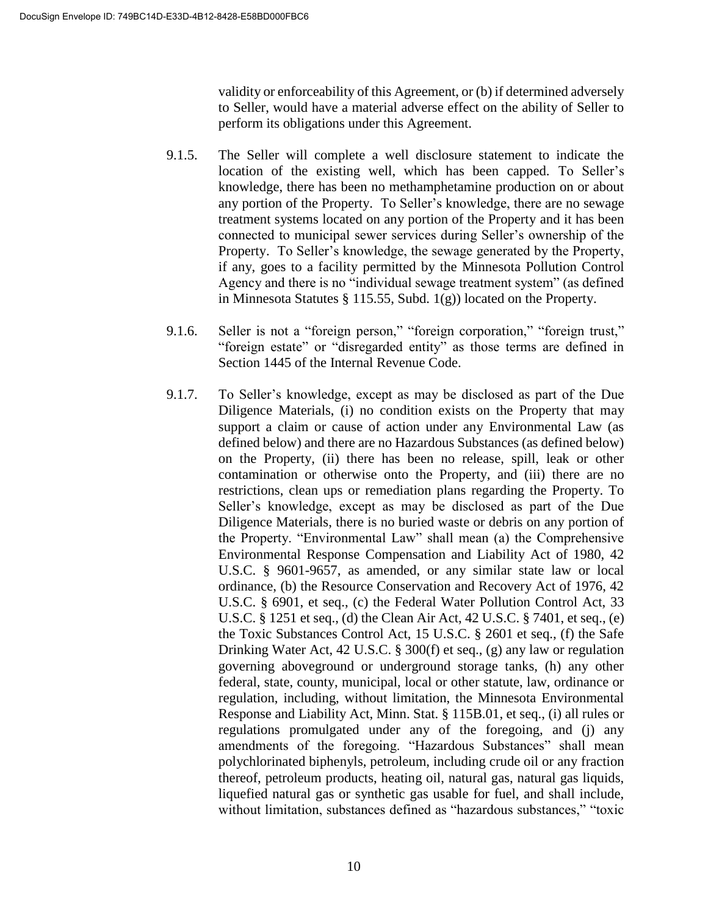validity or enforceability of this Agreement, or (b) if determined adversely to Seller, would have a material adverse effect on the ability of Seller to perform its obligations under this Agreement.

9.1.5. The Seller will complete a well disclosure statement to indicate the location of the existing well, which has been capped. To Seller's knowledge, there has been no methamphetamine production on or about any portion of the Property. To Seller's knowledge, there are no sewage treatment systems located on any portion of the Property and it has been connected to municipal sewer services during Seller's ownership of the Property. To Seller's knowledge, the sewage generated by the Property, if any, goes to a facility permitted by the Minnesota Pollution Control Agency and there is no "individual sewage treatment system" (as defined in Minnesota Statutes § 115.55, Subd. 1(g)) located on the Property.

9.1.6. Seller is not a "foreign person," "foreign corporation," "foreign trust," "foreign estate" or "disregarded entity" as those terms are defined in Section 1445 of the Internal Revenue Code.

9.1.7. To Seller's knowledge, except as may be disclosed as part of the Due Diligence Materials, (i) no condition exists on the Property that may support a claim or cause of action under any Environmental Law (as defined below) and there are no Hazardous Substances (as defined below) on the Property, (ii) there has been no release, spill, leak or other contamination or otherwise onto the Property, and (iii) there are no restrictions, clean ups or remediation plans regarding the Property. To Seller's knowledge, except as may be disclosed as part of the Due Diligence Materials, there is no buried waste or debris on any portion of the Property. "Environmental Law" shall mean (a) the Comprehensive Environmental Response Compensation and Liability Act of 1980, 42 U.S.C. § 9601-9657, as amended, or any similar state law or local ordinance, (b) the Resource Conservation and Recovery Act of 1976, 42 U.S.C. § 6901, et seq., (c) the Federal Water Pollution Control Act, 33 U.S.C. § 1251 et seq., (d) the Clean Air Act, 42 U.S.C. § 7401, et seq., (e) the Toxic Substances Control Act, 15 U.S.C. § 2601 et seq., (f) the Safe Drinking Water Act, 42 U.S.C. § 300(f) et seq., (g) any law or regulation governing aboveground or underground storage tanks, (h) any other federal, state, county, municipal, local or other statute, law, ordinance or regulation, including, without limitation, the Minnesota Environmental Response and Liability Act, Minn. Stat. § 115B.01, et seq., (i) all rules or regulations promulgated under any of the foregoing, and (j) any amendments of the foregoing. "Hazardous Substances" shall mean polychlorinated biphenyls, petroleum, including crude oil or any fraction thereof, petroleum products, heating oil, natural gas, natural gas liquids, liquefied natural gas or synthetic gas usable for fuel, and shall include, without limitation, substances defined as "hazardous substances," "toxic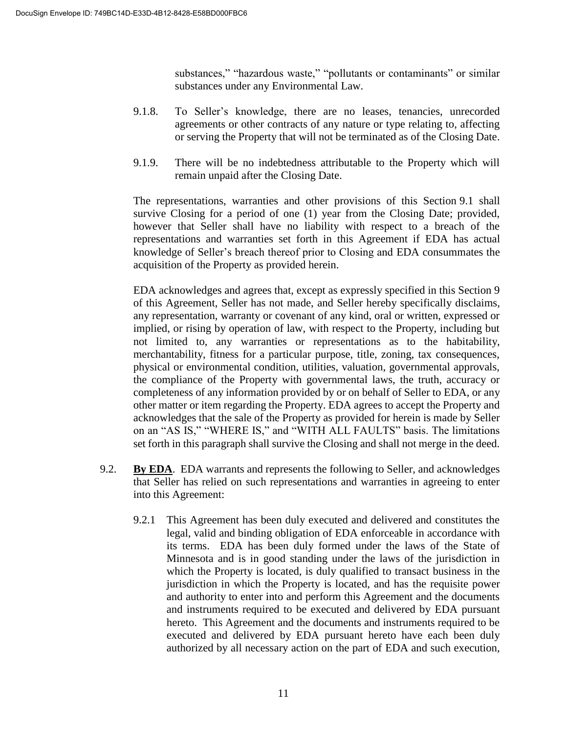substances," "hazardous waste," "pollutants or contaminants" or similar substances under any Environmental Law.

9.1.8. To Seller's knowledge, there are no leases, tenancies, unrecorded agreements or other contracts of any nature or type relating to, affecting or serving the Property that will not be terminated as of the Closing Date.

9.1.9. There will be no indebtedness attributable to the Property which will remain unpaid after the Closing Date.

The representations, warranties and other provisions of this Section 9.1 shall survive Closing for a period of one (1) year from the Closing Date; provided, however that Seller shall have no liability with respect to a breach of the representations and warranties set forth in this Agreement if EDA has actual knowledge of Seller's breach thereof prior to Closing and EDA consummates the acquisition of the Property as provided herein.

EDA acknowledges and agrees that, except as expressly specified in this Section 9 of this Agreement, Seller has not made, and Seller hereby specifically disclaims, any representation, warranty or covenant of any kind, oral or written, expressed or implied, or rising by operation of law, with respect to the Property, including but not limited to, any warranties or representations as to the habitability, merchantability, fitness for a particular purpose, title, zoning, tax consequences, physical or environmental condition, utilities, valuation, governmental approvals, the compliance of the Property with governmental laws, the truth, accuracy or completeness of any information provided by or on behalf of Seller to EDA, or any other matter or item regarding the Property. EDA agrees to accept the Property and acknowledges that the sale of the Property as provided for herein is made by Seller on an "AS IS," "WHERE IS," and "WITH ALL FAULTS" basis. The limitations set forth in this paragraph shall survive the Closing and shall not merge in the deed.

9.2. **By EDA**. EDA warrants and represents the following to Seller, and acknowledges that Seller has relied on such representations and warranties in agreeing to enter into this Agreement:

9.2.1 This Agreement has been duly executed and delivered and constitutes the legal, valid and binding obligation of EDA enforceable in accordance with its terms. EDA has been duly formed under the laws of the State of Minnesota and is in good standing under the laws of the jurisdiction in which the Property is located, is duly qualified to transact business in the jurisdiction in which the Property is located, and has the requisite power and authority to enter into and perform this Agreement and the documents and instruments required to be executed and delivered by EDA pursuant hereto. This Agreement and the documents and instruments required to be executed and delivered by EDA pursuant hereto have each been duly authorized by all necessary action on the part of EDA and such execution,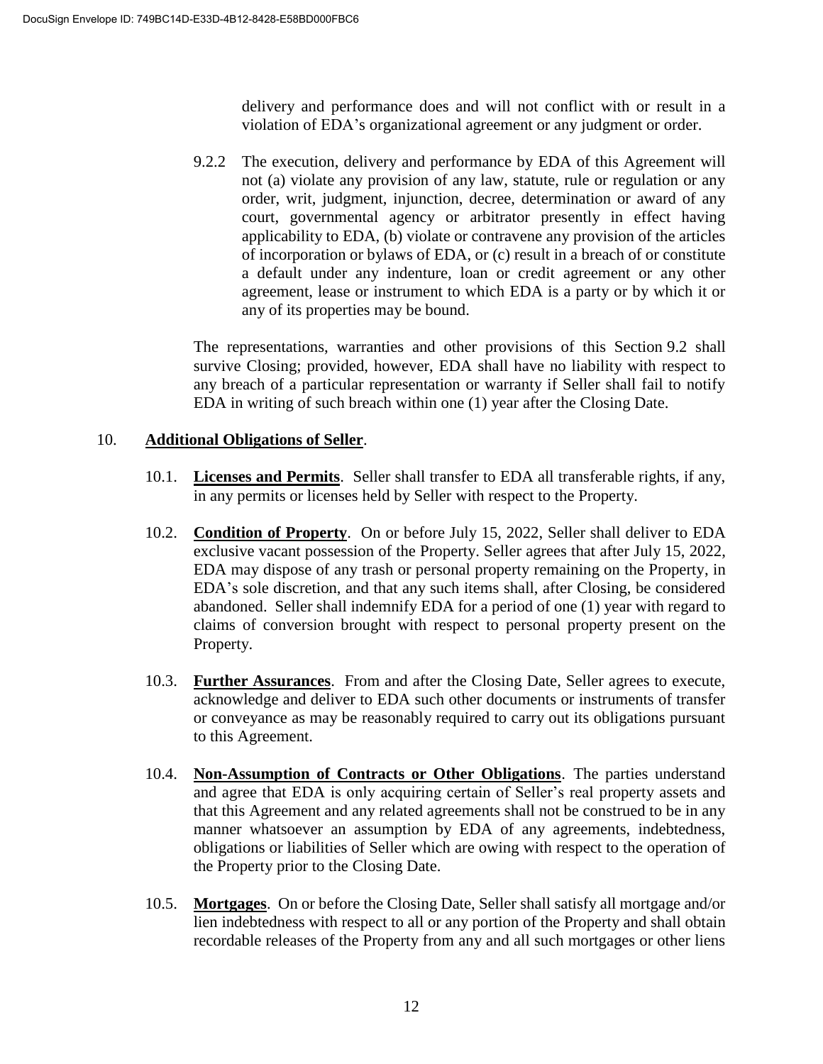delivery and performance does and will not conflict with or result in a violation of EDA's organizational agreement or any judgment or order.

9.2.2 The execution, delivery and performance by EDA of this Agreement will not (a) violate any provision of any law, statute, rule or regulation or any order, writ, judgment, injunction, decree, determination or award of any court, governmental agency or arbitrator presently in effect having applicability to EDA, (b) violate or contravene any provision of the articles of incorporation or bylaws of EDA, or (c) result in a breach of or constitute a default under any indenture, loan or credit agreement or any other agreement, lease or instrument to which EDA is a party or by which it or any of its properties may be bound.

The representations, warranties and other provisions of this Section 9.2 shall survive Closing; provided, however, EDA shall have no liability with respect to any breach of a particular representation or warranty if Seller shall fail to notify EDA in writing of such breach within one (1) year after the Closing Date.

10. **Additional Obligations of Seller**.

10.1. **Licenses and Permits**. Seller shall transfer to EDA all transferable rights, if any, in any permits or licenses held by Seller with respect to the Property.

10.2. **Condition of Property**. On or before July 15, 2022, Seller shall deliver to EDA exclusive vacant possession of the Property. Seller agrees that after July 15, 2022, EDA may dispose of any trash or personal property remaining on the Property, in EDA's sole discretion, and that any such items shall, after Closing, be considered abandoned. Seller shall indemnify EDA for a period of one (1) year with regard to claims of conversion brought with respect to personal property present on the Property.

10.3. **Further Assurances**. From and after the Closing Date, Seller agrees to execute, acknowledge and deliver to EDA such other documents or instruments of transfer or conveyance as may be reasonably required to carry out its obligations pursuant to this Agreement.

10.4. **Non-Assumption of Contracts or Other Obligations**. The parties understand and agree that EDA is only acquiring certain of Seller's real property assets and that this Agreement and any related agreements shall not be construed to be in any manner whatsoever an assumption by EDA of any agreements, indebtedness, obligations or liabilities of Seller which are owing with respect to the operation of the Property prior to the Closing Date.

10.5. **Mortgages**. On or before the Closing Date, Seller shall satisfy all mortgage and/or lien indebtedness with respect to all or any portion of the Property and shall obtain recordable releases of the Property from any and all such mortgages or other liens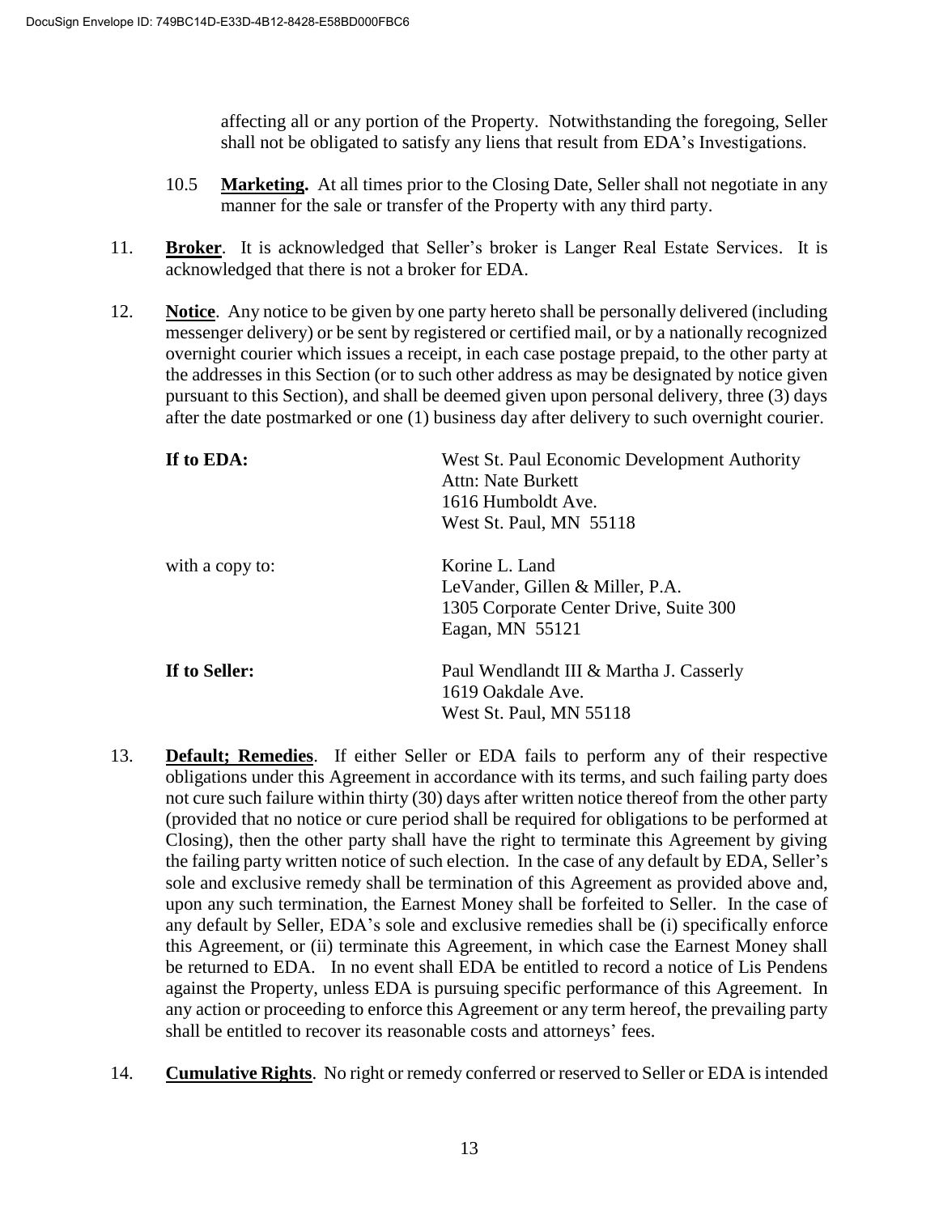affecting all or any portion of the Property. Notwithstanding the foregoing, Seller shall not be obligated to satisfy any liens that result from EDA's Investigations.

10.5 **Marketing.** At all times prior to the Closing Date, Seller shall not negotiate in any manner for the sale or transfer of the Property with any third party.

11. **Broker**. It is acknowledged that Seller's broker is Langer Real Estate Services. It is acknowledged that there is not a broker for EDA.

12. **Notice**. Any notice to be given by one party hereto shall be personally delivered (including messenger delivery) or be sent by registered or certified mail, or by a nationally recognized overnight courier which issues a receipt, in each case postage prepaid, to the other party at the addresses in this Section (or to such other address as may be designated by notice given pursuant to this Section), and shall be deemed given upon personal delivery, three (3) days after the date postmarked or one (1) business day after delivery to such overnight courier.

**If to EDA:**
West St. Paul Economic Development Authority
Attn: Nate Burkett
1616 Humboldt Ave.
West St. Paul, MN 55118

with a copy to:
Korine L. Land
LeVander, Gillen & Miller, P.A.
1305 Corporate Center Drive, Suite 300
Eagan, MN 55121

**If to Seller:**
Paul Wendlandt III & Martha J. Casserly
1619 Oakdale Ave.
West St. Paul, MN 55118

13. **Default; Remedies**. If either Seller or EDA fails to perform any of their respective obligations under this Agreement in accordance with its terms, and such failing party does not cure such failure within thirty (30) days after written notice thereof from the other party (provided that no notice or cure period shall be required for obligations to be performed at Closing), then the other party shall have the right to terminate this Agreement by giving the failing party written notice of such election. In the case of any default by EDA, Seller's sole and exclusive remedy shall be termination of this Agreement as provided above and, upon any such termination, the Earnest Money shall be forfeited to Seller. In the case of any default by Seller, EDA's sole and exclusive remedies shall be (i) specifically enforce this Agreement, or (ii) terminate this Agreement, in which case the Earnest Money shall be returned to EDA. In no event shall EDA be entitled to record a notice of Lis Pendens against the Property, unless EDA is pursuing specific performance of this Agreement. In any action or proceeding to enforce this Agreement or any term hereof, the prevailing party shall be entitled to recover its reasonable costs and attorneys' fees.

14. **Cumulative Rights**. No right or remedy conferred or reserved to Seller or EDA is intended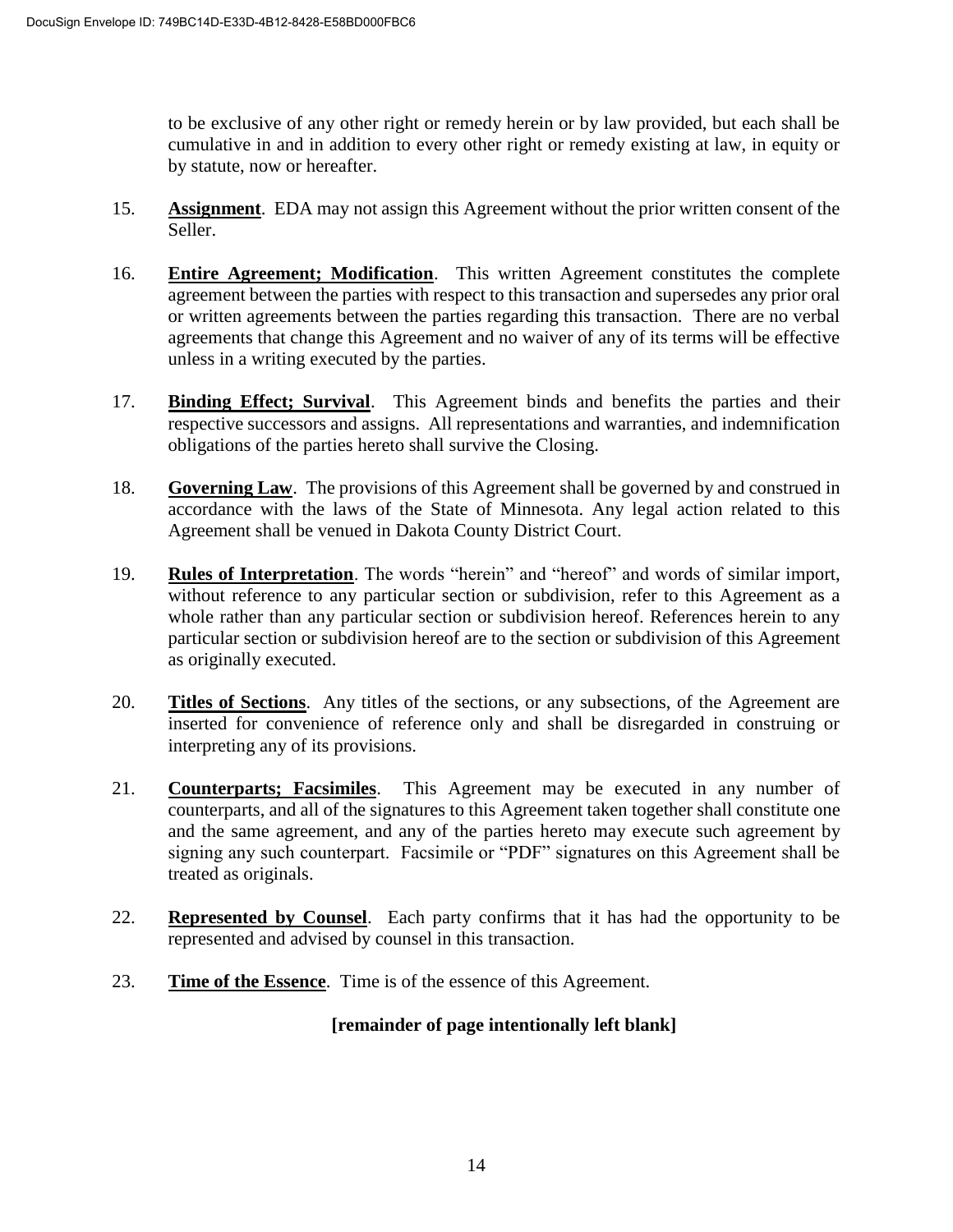to be exclusive of any other right or remedy herein or by law provided, but each shall be cumulative in and in addition to every other right or remedy existing at law, in equity or by statute, now or hereafter.

15. **Assignment**. EDA may not assign this Agreement without the prior written consent of the Seller.

16. **Entire Agreement; Modification**. This written Agreement constitutes the complete agreement between the parties with respect to this transaction and supersedes any prior oral or written agreements between the parties regarding this transaction. There are no verbal agreements that change this Agreement and no waiver of any of its terms will be effective unless in a writing executed by the parties.

17. **Binding Effect; Survival**. This Agreement binds and benefits the parties and their respective successors and assigns. All representations and warranties, and indemnification obligations of the parties hereto shall survive the Closing.

18. **Governing Law**. The provisions of this Agreement shall be governed by and construed in accordance with the laws of the State of Minnesota. Any legal action related to this Agreement shall be venued in Dakota County District Court.

19. **Rules of Interpretation**. The words "herein" and "hereof" and words of similar import, without reference to any particular section or subdivision, refer to this Agreement as a whole rather than any particular section or subdivision hereof. References herein to any particular section or subdivision hereof are to the section or subdivision of this Agreement as originally executed.

20. **Titles of Sections**. Any titles of the sections, or any subsections, of the Agreement are inserted for convenience of reference only and shall be disregarded in construing or interpreting any of its provisions.

21. **Counterparts; Facsimiles**. This Agreement may be executed in any number of counterparts, and all of the signatures to this Agreement taken together shall constitute one and the same agreement, and any of the parties hereto may execute such agreement by signing any such counterpart. Facsimile or "PDF" signatures on this Agreement shall be treated as originals.

22. **Represented by Counsel**. Each party confirms that it has had the opportunity to be represented and advised by counsel in this transaction.

23. **Time of the Essence**. Time is of the essence of this Agreement.

**[remainder of page intentionally left blank]**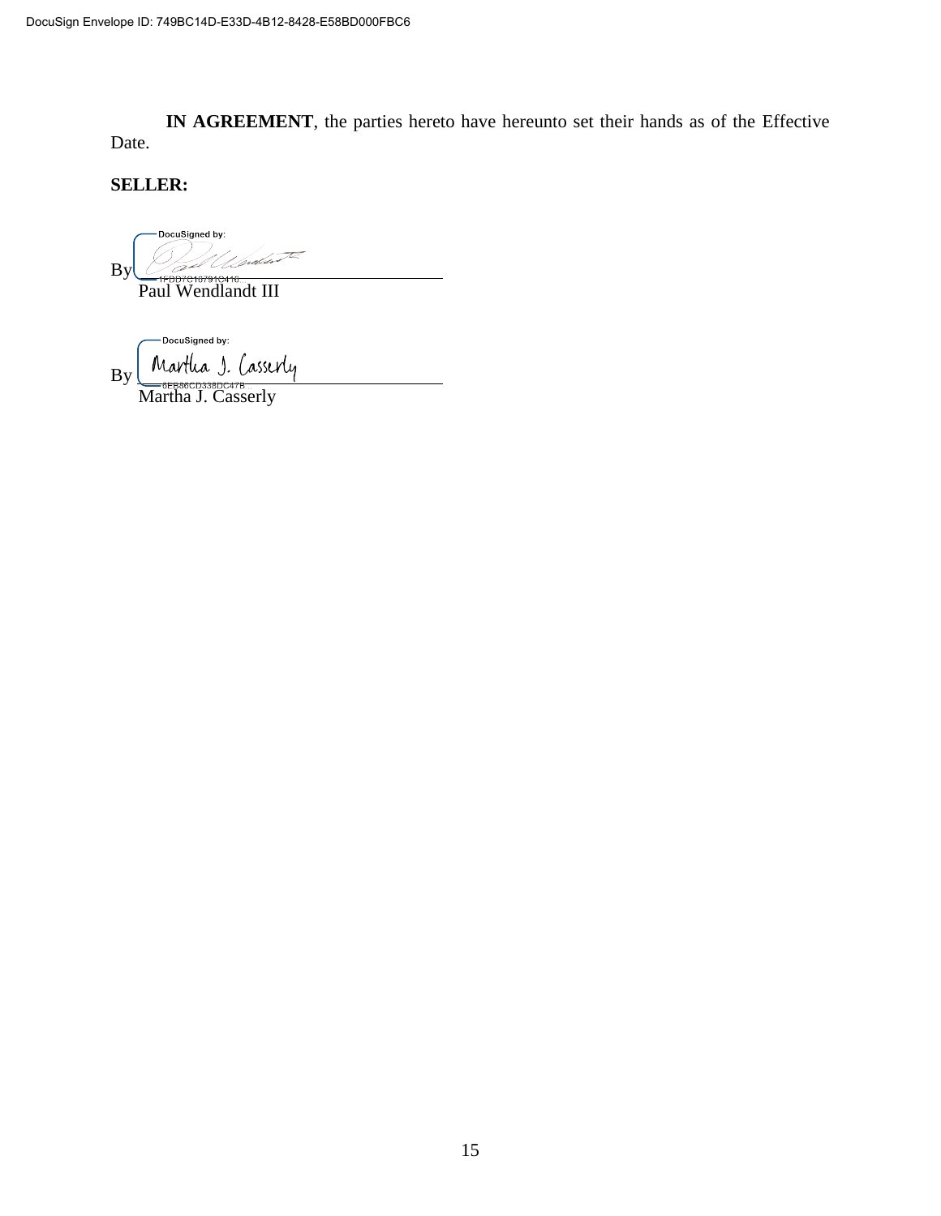**IN AGREEMENT**, the parties hereto have hereunto set their hands as of the Effective Date.

**SELLER:**

DocuSigned by:

By ______________________________
Paul Wendlandt III

DocuSigned by:

By Martha J. Casserly
Martha J. Casserly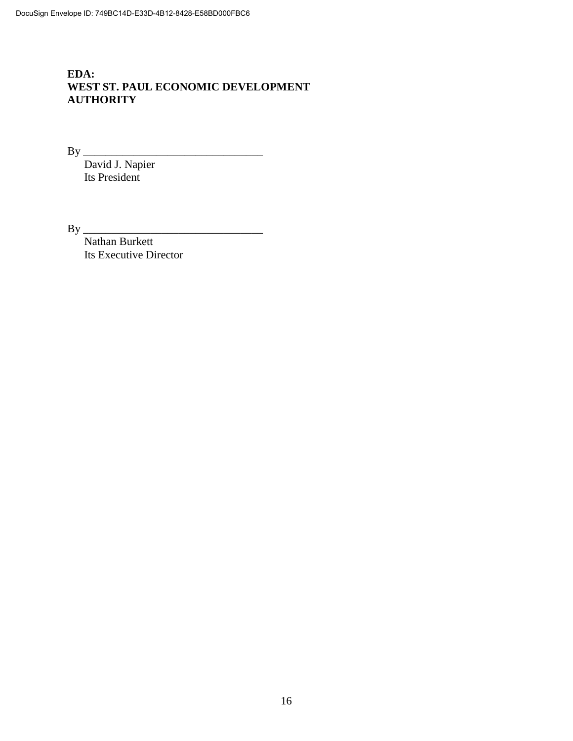**EDA:**
**WEST ST. PAUL ECONOMIC DEVELOPMENT AUTHORITY**

By ________________________________
David J. Napier
Its President

By ________________________________
Nathan Burkett
Its Executive Director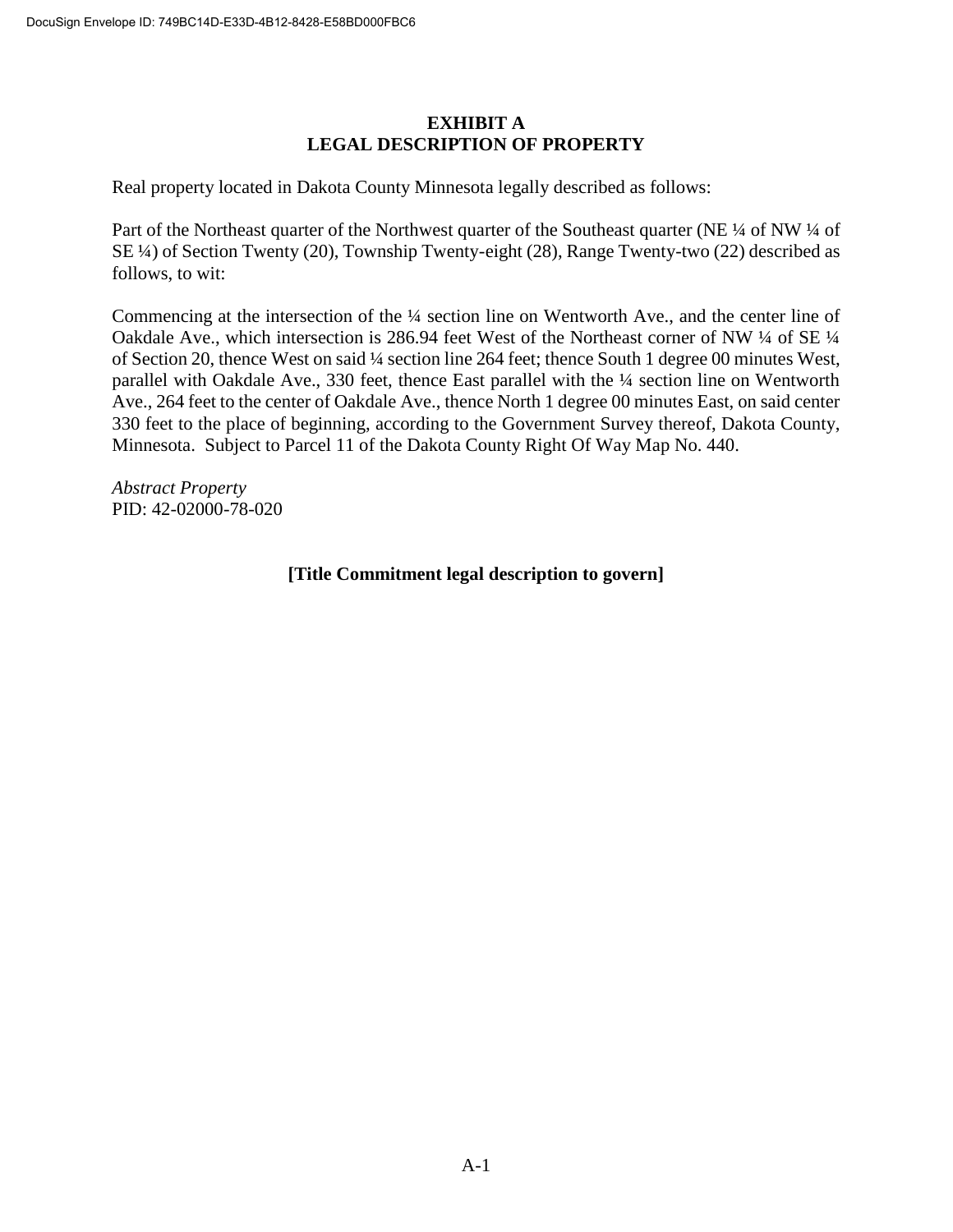# EXHIBIT A
# LEGAL DESCRIPTION OF PROPERTY

Real property located in Dakota County Minnesota legally described as follows:

Part of the Northeast quarter of the Northwest quarter of the Southeast quarter (NE ¼ of NW ¼ of SE ¼) of Section Twenty (20), Township Twenty-eight (28), Range Twenty-two (22) described as follows, to wit:

Commencing at the intersection of the ¼ section line on Wentworth Ave., and the center line of Oakdale Ave., which intersection is 286.94 feet West of the Northeast corner of NW ¼ of SE ¼ of Section 20, thence West on said ¼ section line 264 feet; thence South 1 degree 00 minutes West, parallel with Oakdale Ave., 330 feet, thence East parallel with the ¼ section line on Wentworth Ave., 264 feet to the center of Oakdale Ave., thence North 1 degree 00 minutes East, on said center 330 feet to the place of beginning, according to the Government Survey thereof, Dakota County, Minnesota. Subject to Parcel 11 of the Dakota County Right Of Way Map No. 440.

*Abstract Property*
PID: 42-02000-78-020

**[Title Commitment legal description to govern]**